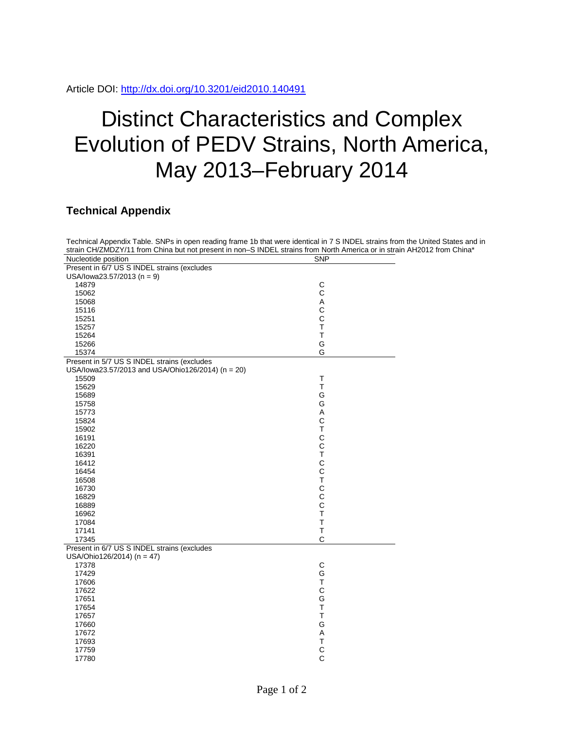Article DOI: http://dx.doi.org/10.3201/eid2010.140491

# Distinct Characteristics and Complex Evolution of PEDV Strains, North America, May 2013–February 2014

## Technical Appendix

Technical Appendix Table. SNPs in open reading frame 1b that were identical in 7 S INDEL strains from the United States and in strain CH/ZMDZY/11 from China but not present in non–S INDEL strains from North America or in strain AH2012 from China*

| Nucleotide position | SNP |
|---|---|
| Present in 6/7 US S INDEL strains (excludes USA/Iowa23.57/2013 (n = 9) | |
| 14879 | C |
| 15062 | C |
| 15068 | A |
| 15116 | C |
| 15251 | C |
| 15257 | T |
| 15264 | T |
| 15266 | G |
| 15374 | G |
| Present in 5/7 US S INDEL strains (excludes USA/Iowa23.57/2013 and USA/Ohio126/2014) (n = 20) | |
| 15509 | T |
| 15629 | T |
| 15689 | G |
| 15758 | G |
| 15773 | A |
| 15824 | C |
| 15902 | T |
| 16191 | C |
| 16220 | C |
| 16391 | T |
| 16412 | C |
| 16454 | C |
| 16508 | T |
| 16730 | C |
| 16829 | C |
| 16889 | C |
| 16962 | T |
| 17084 | T |
| 17141 | T |
| 17345 | C |
| Present in 6/7 US S INDEL strains (excludes USA/Ohio126/2014) (n = 47) | |
| 17378 | C |
| 17429 | G |
| 17606 | T |
| 17622 | C |
| 17651 | G |
| 17654 | T |
| 17657 | T |
| 17660 | G |
| 17672 | A |
| 17693 | T |
| 17759 | C |
| 17780 | C |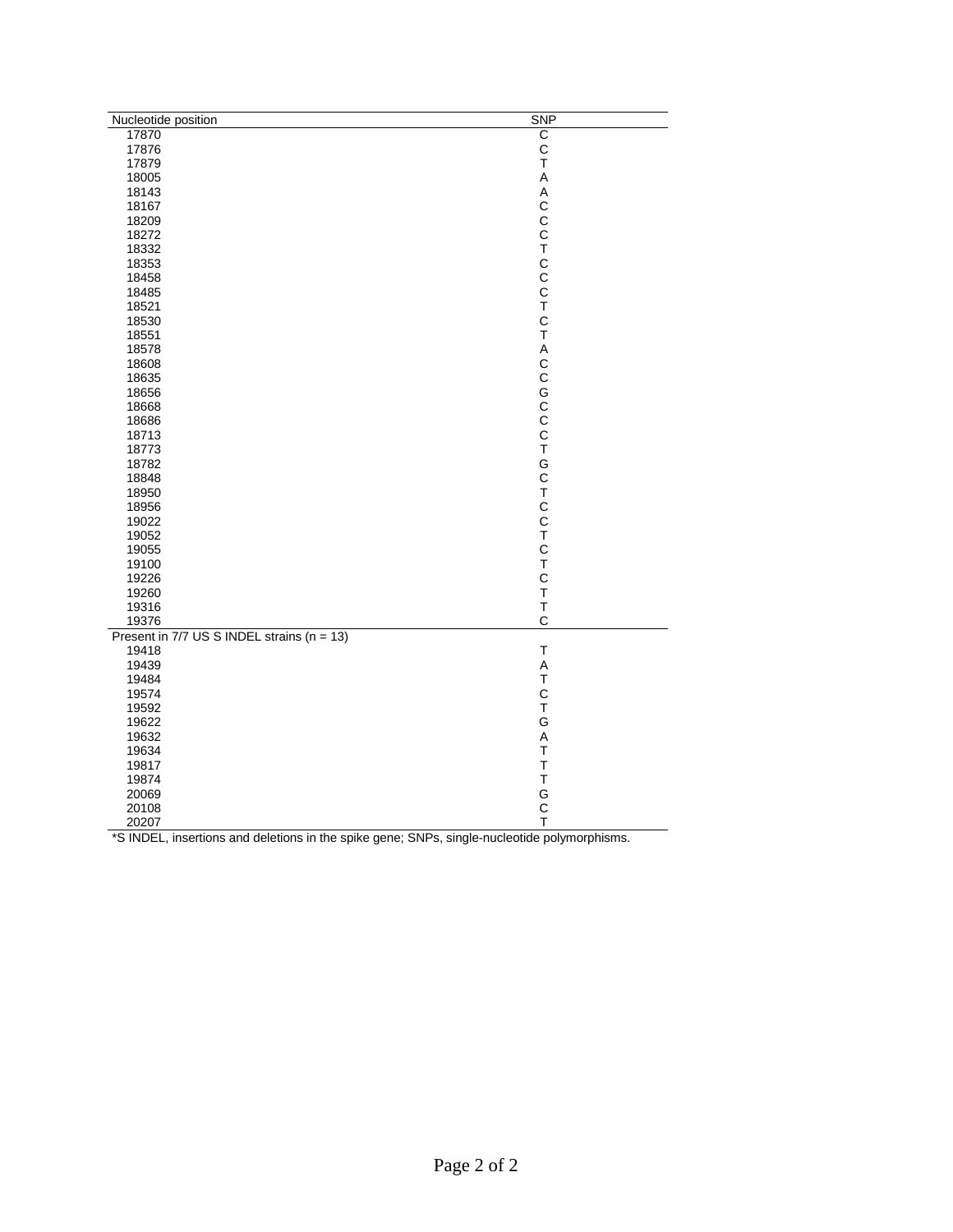| Nucleotide position | SNP |
|---|---|
| 17870 | C |
| 17876 | C |
| 17879 | T |
| 18005 | A |
| 18143 | A |
| 18167 | C |
| 18209 | C |
| 18272 | C |
| 18332 | T |
| 18353 | C |
| 18458 | C |
| 18485 | C |
| 18521 | T |
| 18530 | C |
| 18551 | T |
| 18578 | A |
| 18608 | C |
| 18635 | C |
| 18656 | G |
| 18668 | C |
| 18686 | C |
| 18713 | C |
| 18773 | T |
| 18782 | G |
| 18848 | C |
| 18950 | T |
| 18956 | C |
| 19022 | C |
| 19052 | T |
| 19055 | C |
| 19100 | T |
| 19226 | C |
| 19260 | T |
| 19316 | T |
| 19376 | C |
| Present in 7/7 US S INDEL strains (n = 13) | |
| 19418 | T |
| 19439 | A |
| 19484 | T |
| 19574 | C |
| 19592 | T |
| 19622 | G |
| 19632 | A |
| 19634 | T |
| 19817 | T |
| 19874 | T |
| 20069 | G |
| 20108 | C |
| 20207 | T |

*S INDEL, insertions and deletions in the spike gene; SNPs, single-nucleotide polymorphisms.